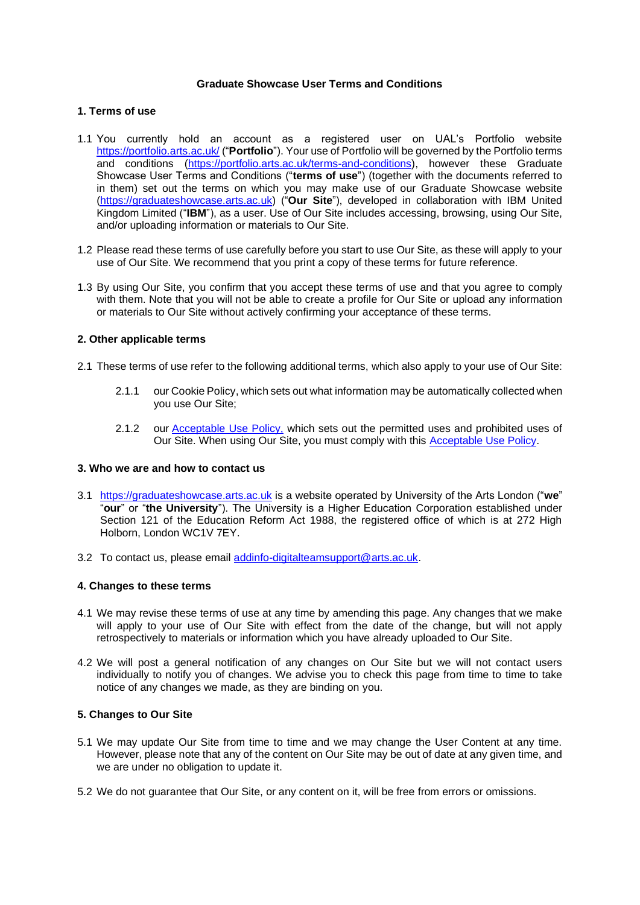# Graduate Showcase User Terms and Conditions

## 1. Terms of use

1.1 You currently hold an account as a registered user on UAL's Portfolio website [https://portfolio.arts.ac.uk/](https://portfolio.arts.ac.uk/) ("**Portfolio**"). Your use of Portfolio will be governed by the Portfolio terms and conditions ([https://portfolio.arts.ac.uk/terms-and-conditions](https://portfolio.arts.ac.uk/terms-and-conditions)), however these Graduate Showcase User Terms and Conditions ("**terms of use**") (together with the documents referred to in them) set out the terms on which you may make use of our Graduate Showcase website ([https://graduateshowcase.arts.ac.uk](https://graduateshowcase.arts.ac.uk)) ("**Our Site**"), developed in collaboration with IBM United Kingdom Limited ("**IBM**"), as a user. Use of Our Site includes accessing, browsing, using Our Site, and/or uploading information or materials to Our Site.

1.2 Please read these terms of use carefully before you start to use Our Site, as these will apply to your use of Our Site. We recommend that you print a copy of these terms for future reference.

1.3 By using Our Site, you confirm that you accept these terms of use and that you agree to comply with them. Note that you will not be able to create a profile for Our Site or upload any information or materials to Our Site without actively confirming your acceptance of these terms.

## 2. Other applicable terms

2.1 These terms of use refer to the following additional terms, which also apply to your use of Our Site:

2.1.1 our Cookie Policy, which sets out what information may be automatically collected when you use Our Site;

2.1.2 our Acceptable Use Policy, which sets out the permitted uses and prohibited uses of Our Site. When using Our Site, you must comply with this Acceptable Use Policy.

## 3. Who we are and how to contact us

3.1 [https://graduateshowcase.arts.ac.uk](https://graduateshowcase.arts.ac.uk) is a website operated by University of the Arts London ("**we**" "**our**" or "**the University**"). The University is a Higher Education Corporation established under Section 121 of the Education Reform Act 1988, the registered office of which is at 272 High Holborn, London WC1V 7EY.

3.2 To contact us, please email [addinfo-digitalteamsupport@arts.ac.uk](mailto:addinfo-digitalteamsupport@arts.ac.uk).

## 4. Changes to these terms

4.1 We may revise these terms of use at any time by amending this page. Any changes that we make will apply to your use of Our Site with effect from the date of the change, but will not apply retrospectively to materials or information which you have already uploaded to Our Site.

4.2 We will post a general notification of any changes on Our Site but we will not contact users individually to notify you of changes. We advise you to check this page from time to time to take notice of any changes we made, as they are binding on you.

## 5. Changes to Our Site

5.1 We may update Our Site from time to time and we may change the User Content at any time. However, please note that any of the content on Our Site may be out of date at any given time, and we are under no obligation to update it.

5.2 We do not guarantee that Our Site, or any content on it, will be free from errors or omissions.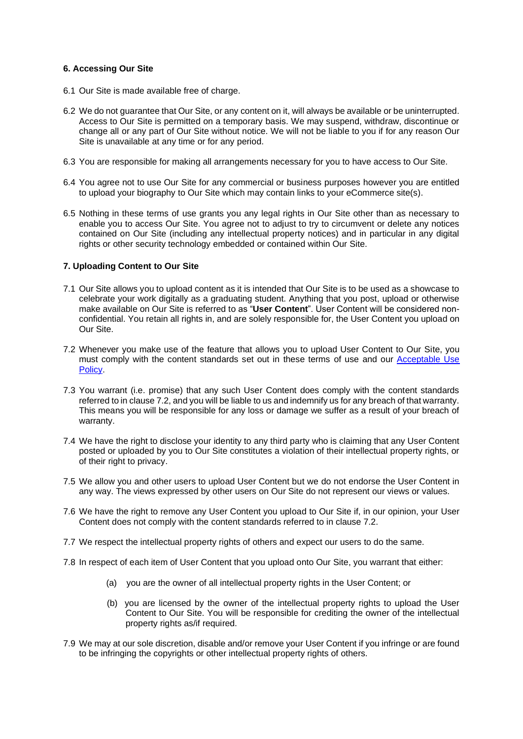**6. Accessing Our Site**

6.1 Our Site is made available free of charge.

6.2 We do not guarantee that Our Site, or any content on it, will always be available or be uninterrupted. Access to Our Site is permitted on a temporary basis. We may suspend, withdraw, discontinue or change all or any part of Our Site without notice. We will not be liable to you if for any reason Our Site is unavailable at any time or for any period.

6.3 You are responsible for making all arrangements necessary for you to have access to Our Site.

6.4 You agree not to use Our Site for any commercial or business purposes however you are entitled to upload your biography to Our Site which may contain links to your eCommerce site(s).

6.5 Nothing in these terms of use grants you any legal rights in Our Site other than as necessary to enable you to access Our Site. You agree not to adjust to try to circumvent or delete any notices contained on Our Site (including any intellectual property notices) and in particular in any digital rights or other security technology embedded or contained within Our Site.

**7. Uploading Content to Our Site**

7.1 Our Site allows you to upload content as it is intended that Our Site is to be used as a showcase to celebrate your work digitally as a graduating student. Anything that you post, upload or otherwise make available on Our Site is referred to as "**User Content**". User Content will be considered non-confidential. You retain all rights in, and are solely responsible for, the User Content you upload on Our Site.

7.2 Whenever you make use of the feature that allows you to upload User Content to Our Site, you must comply with the content standards set out in these terms of use and our Acceptable Use Policy.

7.3 You warrant (i.e. promise) that any such User Content does comply with the content standards referred to in clause 7.2, and you will be liable to us and indemnify us for any breach of that warranty. This means you will be responsible for any loss or damage we suffer as a result of your breach of warranty.

7.4 We have the right to disclose your identity to any third party who is claiming that any User Content posted or uploaded by you to Our Site constitutes a violation of their intellectual property rights, or of their right to privacy.

7.5 We allow you and other users to upload User Content but we do not endorse the User Content in any way. The views expressed by other users on Our Site do not represent our views or values.

7.6 We have the right to remove any User Content you upload to Our Site if, in our opinion, your User Content does not comply with the content standards referred to in clause 7.2.

7.7 We respect the intellectual property rights of others and expect our users to do the same.

7.8 In respect of each item of User Content that you upload onto Our Site, you warrant that either:

(a) you are the owner of all intellectual property rights in the User Content; or

(b) you are licensed by the owner of the intellectual property rights to upload the User Content to Our Site. You will be responsible for crediting the owner of the intellectual property rights as/if required.

7.9 We may at our sole discretion, disable and/or remove your User Content if you infringe or are found to be infringing the copyrights or other intellectual property rights of others.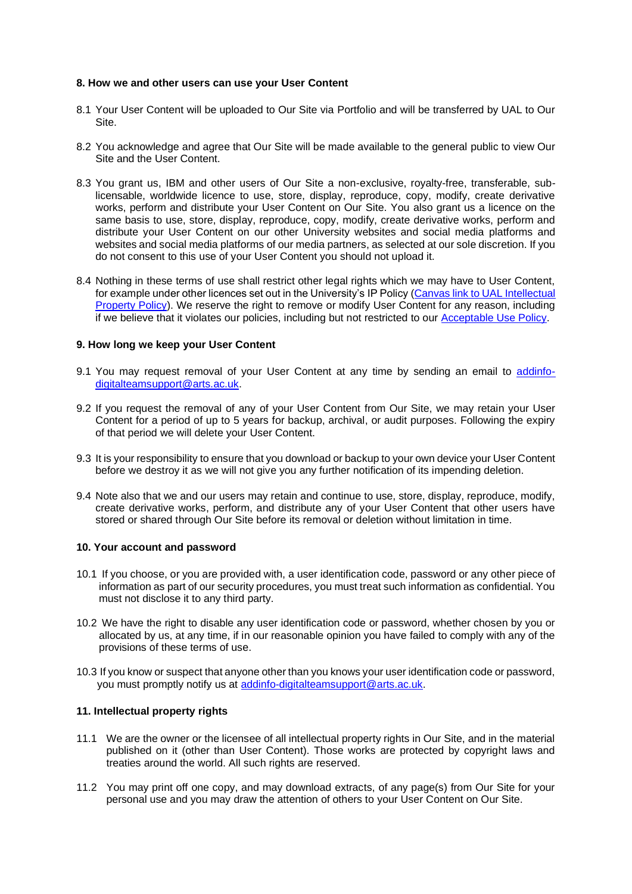**8. How we and other users can use your User Content**

8.1 Your User Content will be uploaded to Our Site via Portfolio and will be transferred by UAL to Our Site.

8.2 You acknowledge and agree that Our Site will be made available to the general public to view Our Site and the User Content.

8.3 You grant us, IBM and other users of Our Site a non-exclusive, royalty-free, transferable, sub-licensable, worldwide licence to use, store, display, reproduce, copy, modify, create derivative works, perform and distribute your User Content on Our Site. You also grant us a licence on the same basis to use, store, display, reproduce, copy, modify, create derivative works, perform and distribute your User Content on our other University websites and social media platforms and websites and social media platforms of our media partners, as selected at our sole discretion. If you do not consent to this use of your User Content you should not upload it.

8.4 Nothing in these terms of use shall restrict other legal rights which we may have to User Content, for example under other licences set out in the University's IP Policy (Canvas link to UAL Intellectual Property Policy). We reserve the right to remove or modify User Content for any reason, including if we believe that it violates our policies, including but not restricted to our Acceptable Use Policy.

**9. How long we keep your User Content**

9.1 You may request removal of your User Content at any time by sending an email to addinfo-digitalteamsupport@arts.ac.uk.

9.2 If you request the removal of any of your User Content from Our Site, we may retain your User Content for a period of up to 5 years for backup, archival, or audit purposes. Following the expiry of that period we will delete your User Content.

9.3 It is your responsibility to ensure that you download or backup to your own device your User Content before we destroy it as we will not give you any further notification of its impending deletion.

9.4 Note also that we and our users may retain and continue to use, store, display, reproduce, modify, create derivative works, perform, and distribute any of your User Content that other users have stored or shared through Our Site before its removal or deletion without limitation in time.

**10. Your account and password**

10.1 If you choose, or you are provided with, a user identification code, password or any other piece of information as part of our security procedures, you must treat such information as confidential. You must not disclose it to any third party.

10.2 We have the right to disable any user identification code or password, whether chosen by you or allocated by us, at any time, if in our reasonable opinion you have failed to comply with any of the provisions of these terms of use.

10.3 If you know or suspect that anyone other than you knows your user identification code or password, you must promptly notify us at addinfo-digitalteamsupport@arts.ac.uk.

**11. Intellectual property rights**

11.1 We are the owner or the licensee of all intellectual property rights in Our Site, and in the material published on it (other than User Content). Those works are protected by copyright laws and treaties around the world. All such rights are reserved.

11.2 You may print off one copy, and may download extracts, of any page(s) from Our Site for your personal use and you may draw the attention of others to your User Content on Our Site.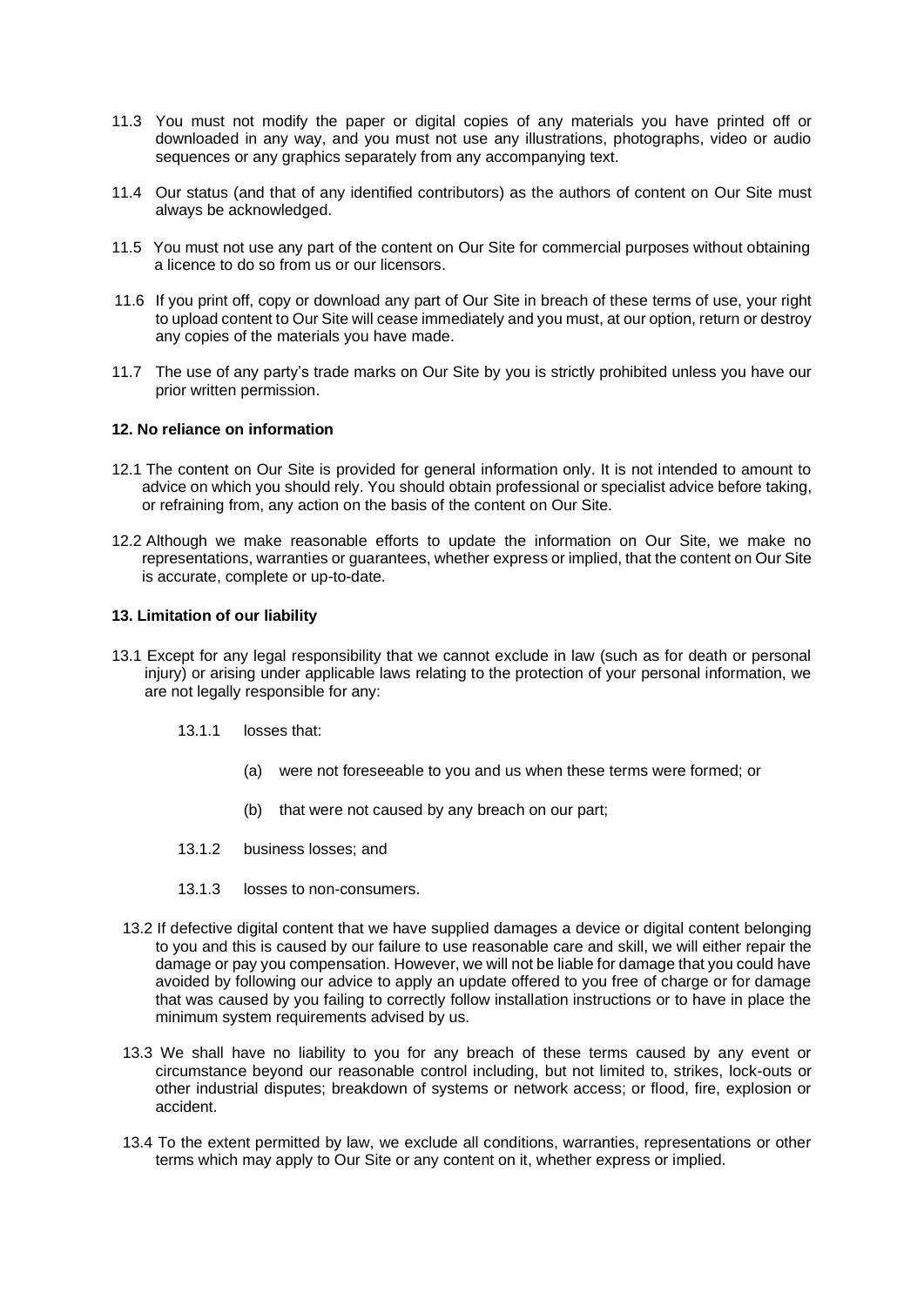11.3 You must not modify the paper or digital copies of any materials you have printed off or downloaded in any way, and you must not use any illustrations, photographs, video or audio sequences or any graphics separately from any accompanying text.

11.4 Our status (and that of any identified contributors) as the authors of content on Our Site must always be acknowledged.

11.5 You must not use any part of the content on Our Site for commercial purposes without obtaining a licence to do so from us or our licensors.

11.6 If you print off, copy or download any part of Our Site in breach of these terms of use, your right to upload content to Our Site will cease immediately and you must, at our option, return or destroy any copies of the materials you have made.

11.7 The use of any party's trade marks on Our Site by you is strictly prohibited unless you have our prior written permission.

**12. No reliance on information**

12.1 The content on Our Site is provided for general information only. It is not intended to amount to advice on which you should rely. You should obtain professional or specialist advice before taking, or refraining from, any action on the basis of the content on Our Site.

12.2 Although we make reasonable efforts to update the information on Our Site, we make no representations, warranties or guarantees, whether express or implied, that the content on Our Site is accurate, complete or up-to-date.

**13. Limitation of our liability**

13.1 Except for any legal responsibility that we cannot exclude in law (such as for death or personal injury) or arising under applicable laws relating to the protection of your personal information, we are not legally responsible for any:

13.1.1 losses that:

(a) were not foreseeable to you and us when these terms were formed; or

(b) that were not caused by any breach on our part;

13.1.2 business losses; and

13.1.3 losses to non-consumers.

13.2 If defective digital content that we have supplied damages a device or digital content belonging to you and this is caused by our failure to use reasonable care and skill, we will either repair the damage or pay you compensation. However, we will not be liable for damage that you could have avoided by following our advice to apply an update offered to you free of charge or for damage that was caused by you failing to correctly follow installation instructions or to have in place the minimum system requirements advised by us.

13.3 We shall have no liability to you for any breach of these terms caused by any event or circumstance beyond our reasonable control including, but not limited to, strikes, lock-outs or other industrial disputes; breakdown of systems or network access; or flood, fire, explosion or accident.

13.4 To the extent permitted by law, we exclude all conditions, warranties, representations or other terms which may apply to Our Site or any content on it, whether express or implied.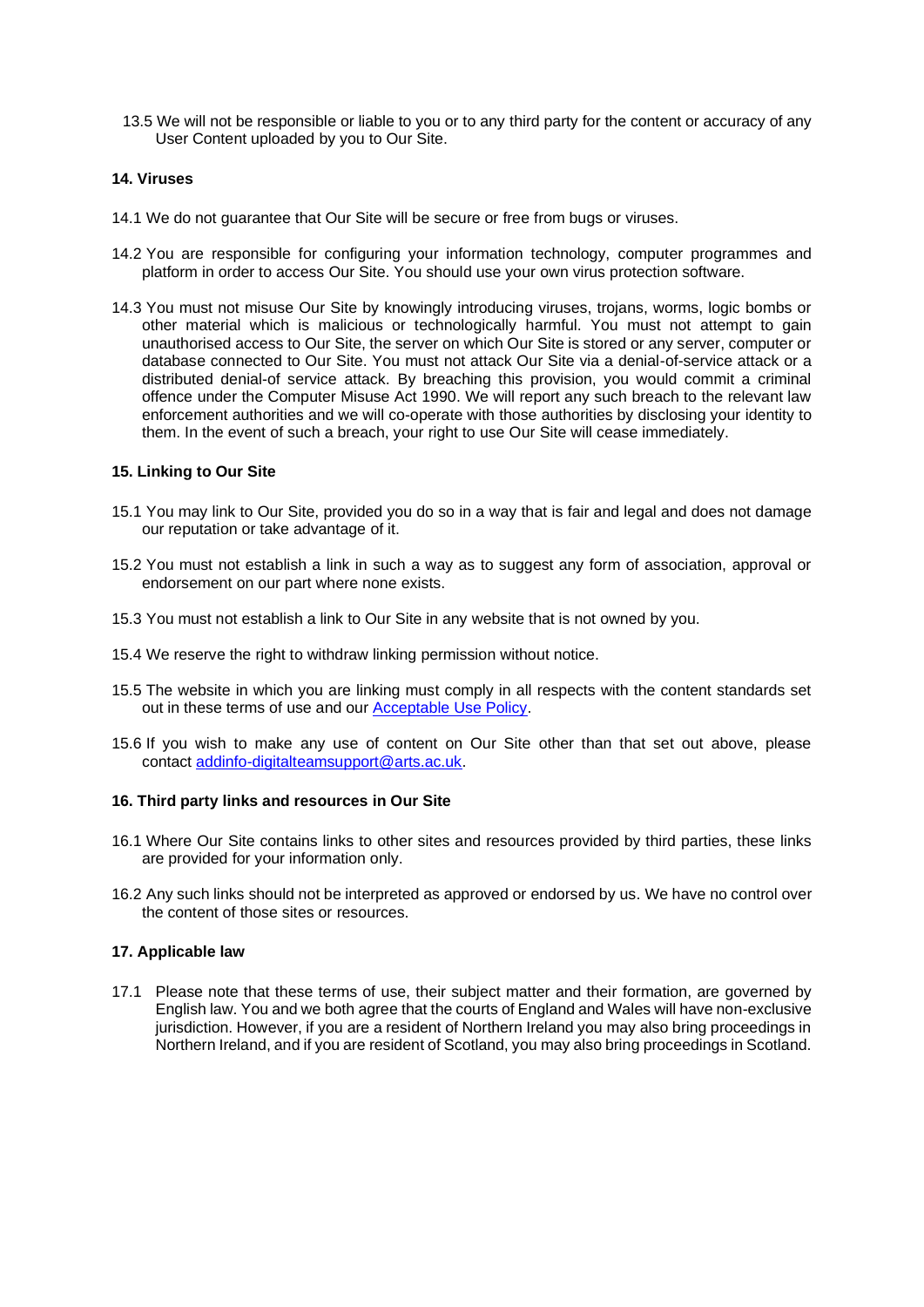13.5 We will not be responsible or liable to you or to any third party for the content or accuracy of any User Content uploaded by you to Our Site.

**14. Viruses**

14.1 We do not guarantee that Our Site will be secure or free from bugs or viruses.

14.2 You are responsible for configuring your information technology, computer programmes and platform in order to access Our Site. You should use your own virus protection software.

14.3 You must not misuse Our Site by knowingly introducing viruses, trojans, worms, logic bombs or other material which is malicious or technologically harmful. You must not attempt to gain unauthorised access to Our Site, the server on which Our Site is stored or any server, computer or database connected to Our Site. You must not attack Our Site via a denial-of-service attack or a distributed denial-of service attack. By breaching this provision, you would commit a criminal offence under the Computer Misuse Act 1990. We will report any such breach to the relevant law enforcement authorities and we will co-operate with those authorities by disclosing your identity to them. In the event of such a breach, your right to use Our Site will cease immediately.

**15. Linking to Our Site**

15.1 You may link to Our Site, provided you do so in a way that is fair and legal and does not damage our reputation or take advantage of it.

15.2 You must not establish a link in such a way as to suggest any form of association, approval or endorsement on our part where none exists.

15.3 You must not establish a link to Our Site in any website that is not owned by you.

15.4 We reserve the right to withdraw linking permission without notice.

15.5 The website in which you are linking must comply in all respects with the content standards set out in these terms of use and our Acceptable Use Policy.

15.6 If you wish to make any use of content on Our Site other than that set out above, please contact addinfo-digitalteamsupport@arts.ac.uk.

**16. Third party links and resources in Our Site**

16.1 Where Our Site contains links to other sites and resources provided by third parties, these links are provided for your information only.

16.2 Any such links should not be interpreted as approved or endorsed by us. We have no control over the content of those sites or resources.

**17. Applicable law**

17.1 Please note that these terms of use, their subject matter and their formation, are governed by English law. You and we both agree that the courts of England and Wales will have non-exclusive jurisdiction. However, if you are a resident of Northern Ireland you may also bring proceedings in Northern Ireland, and if you are resident of Scotland, you may also bring proceedings in Scotland.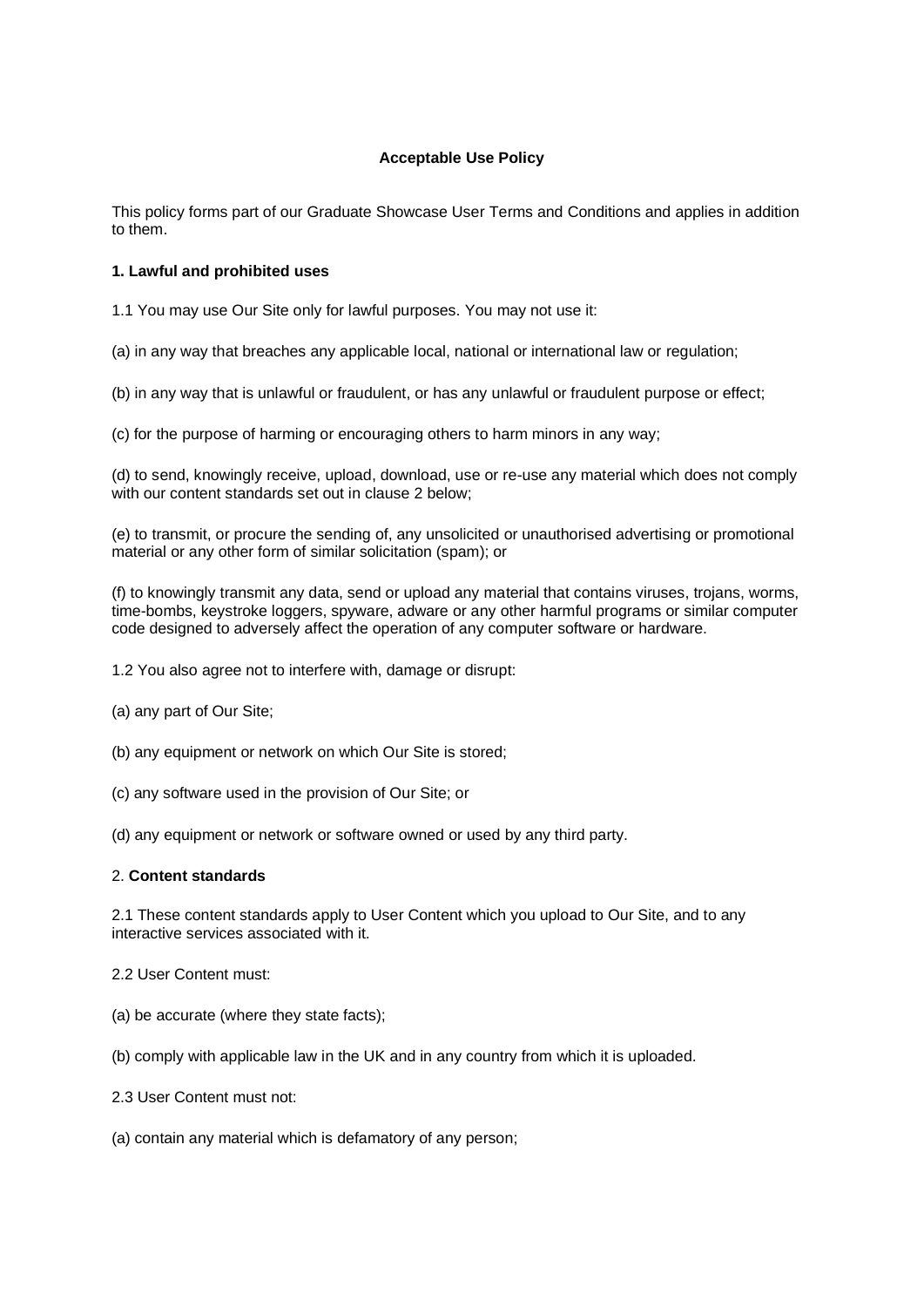**Acceptable Use Policy**

This policy forms part of our Graduate Showcase User Terms and Conditions and applies in addition to them.

**1. Lawful and prohibited uses**

1.1 You may use Our Site only for lawful purposes. You may not use it:

(a) in any way that breaches any applicable local, national or international law or regulation;

(b) in any way that is unlawful or fraudulent, or has any unlawful or fraudulent purpose or effect;

(c) for the purpose of harming or encouraging others to harm minors in any way;

(d) to send, knowingly receive, upload, download, use or re-use any material which does not comply with our content standards set out in clause 2 below;

(e) to transmit, or procure the sending of, any unsolicited or unauthorised advertising or promotional material or any other form of similar solicitation (spam); or

(f) to knowingly transmit any data, send or upload any material that contains viruses, trojans, worms, time-bombs, keystroke loggers, spyware, adware or any other harmful programs or similar computer code designed to adversely affect the operation of any computer software or hardware.

1.2 You also agree not to interfere with, damage or disrupt:

(a) any part of Our Site;

(b) any equipment or network on which Our Site is stored;

(c) any software used in the provision of Our Site; or

(d) any equipment or network or software owned or used by any third party.

2. **Content standards**

2.1 These content standards apply to User Content which you upload to Our Site, and to any interactive services associated with it.

2.2 User Content must:

(a) be accurate (where they state facts);

(b) comply with applicable law in the UK and in any country from which it is uploaded.

2.3 User Content must not:

(a) contain any material which is defamatory of any person;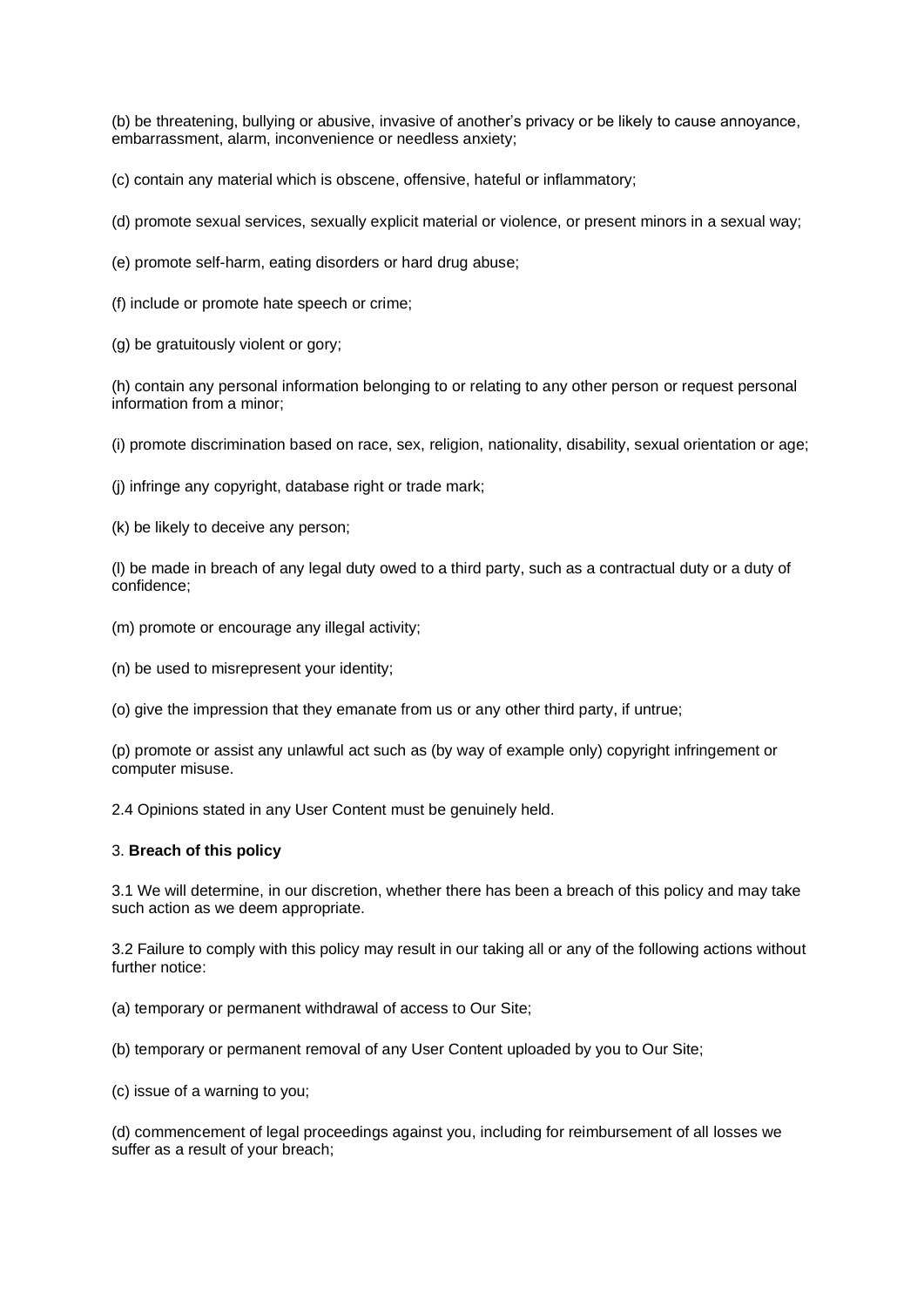(b) be threatening, bullying or abusive, invasive of another's privacy or be likely to cause annoyance, embarrassment, alarm, inconvenience or needless anxiety;

(c) contain any material which is obscene, offensive, hateful or inflammatory;

(d) promote sexual services, sexually explicit material or violence, or present minors in a sexual way;

(e) promote self-harm, eating disorders or hard drug abuse;

(f) include or promote hate speech or crime;

(g) be gratuitously violent or gory;

(h) contain any personal information belonging to or relating to any other person or request personal information from a minor;

(i) promote discrimination based on race, sex, religion, nationality, disability, sexual orientation or age;

(j) infringe any copyright, database right or trade mark;

(k) be likely to deceive any person;

(l) be made in breach of any legal duty owed to a third party, such as a contractual duty or a duty of confidence;

(m) promote or encourage any illegal activity;

(n) be used to misrepresent your identity;

(o) give the impression that they emanate from us or any other third party, if untrue;

(p) promote or assist any unlawful act such as (by way of example only) copyright infringement or computer misuse.

2.4 Opinions stated in any User Content must be genuinely held.

3. **Breach of this policy**

3.1 We will determine, in our discretion, whether there has been a breach of this policy and may take such action as we deem appropriate.

3.2 Failure to comply with this policy may result in our taking all or any of the following actions without further notice:

(a) temporary or permanent withdrawal of access to Our Site;

(b) temporary or permanent removal of any User Content uploaded by you to Our Site;

(c) issue of a warning to you;

(d) commencement of legal proceedings against you, including for reimbursement of all losses we suffer as a result of your breach;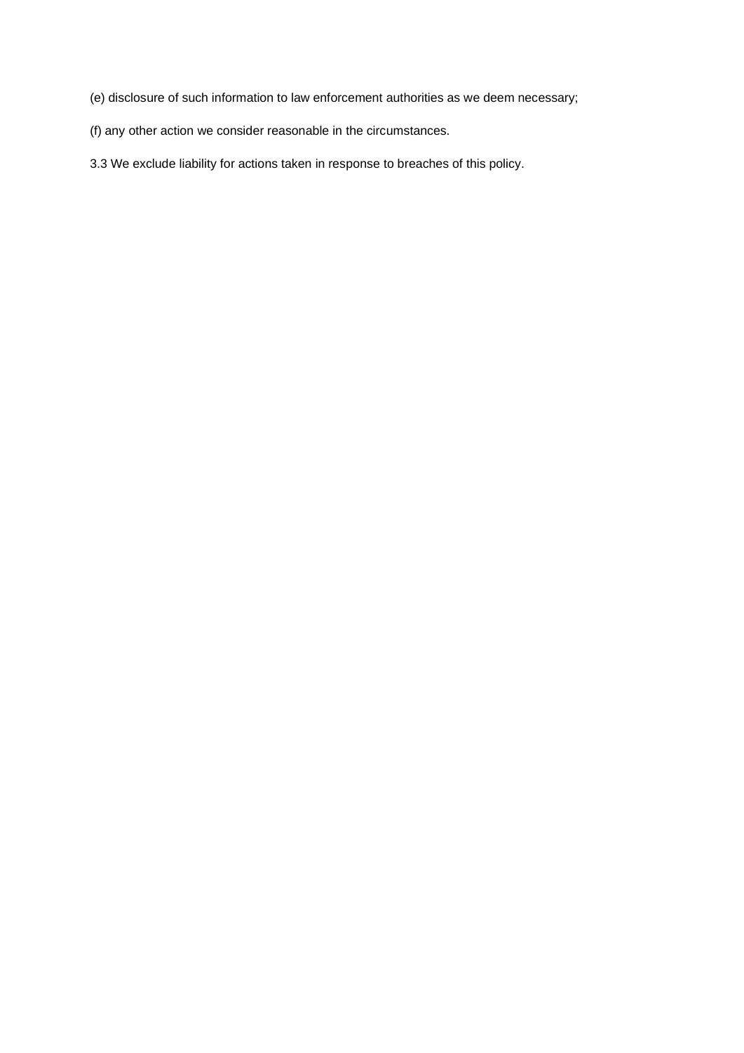(e) disclosure of such information to law enforcement authorities as we deem necessary;

(f) any other action we consider reasonable in the circumstances.

3.3 We exclude liability for actions taken in response to breaches of this policy.